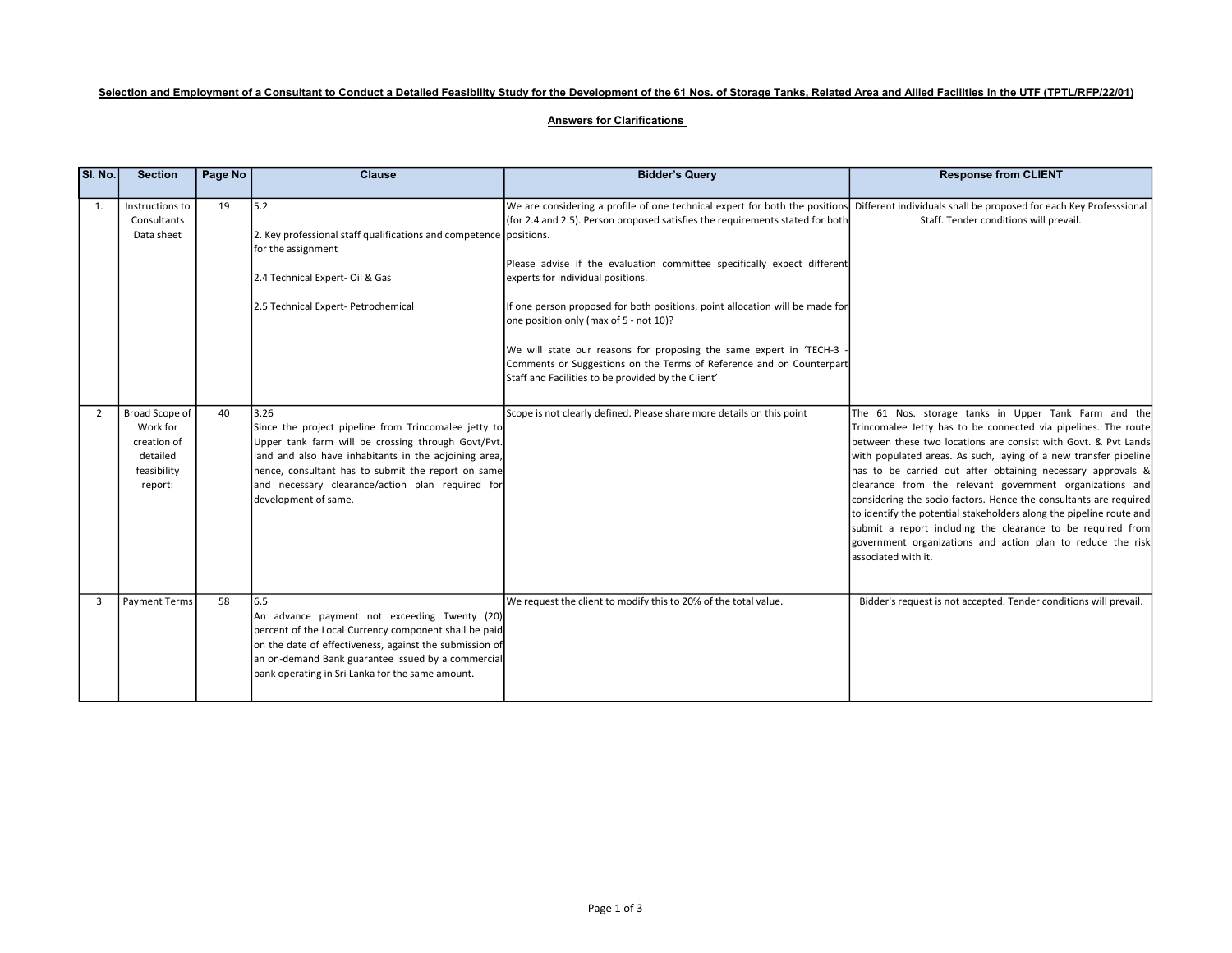**Selection and Employment of a Consultant to Conduct a Detailed Feasibility Study for the Development of the 61 Nos. of Storage Tanks, Related Area and Allied Facilities in the UTF (TPTL/RFP/22/01)**

**Answers for Clarifications**

| Sl. No. | Section | Page No | Clause | Bidder's Query | Response from CLIENT |
|---|---|---|---|---|---|
| 1. | Instructions to Consultants Data sheet | 19 | 5.2<br><br>2. Key professional staff qualifications and competence for the assignment<br><br>2.4 Technical Expert- Oil & Gas<br><br>2.5 Technical Expert- Petrochemical | We are considering a profile of one technical expert for both the positions (for 2.4 and 2.5). Person proposed satisfies the requirements stated for both positions.<br><br>Please advise if the evaluation committee specifically expect different experts for individual positions.<br><br>If one person proposed for both positions, point allocation will be made for one position only (max of 5 - not 10)?<br><br>We will state our reasons for proposing the same expert in 'TECH-3 - Comments or Suggestions on the Terms of Reference and on Counterpart Staff and Facilities to be provided by the Client' | Different individuals shall be proposed for each Key Professsional Staff. Tender conditions will prevail. |
| 2 | Broad Scope of Work for creation of detailed feasibility report: | 40 | 3.26<br>Since the project pipeline from Trincomalee jetty to Upper tank farm will be crossing through Govt/Pvt. land and also have inhabitants in the adjoining area, hence, consultant has to submit the report on same and necessary clearance/action plan required for development of same. | Scope is not clearly defined. Please share more details on this point | The 61 Nos. storage tanks in Upper Tank Farm and the Trincomalee Jetty has to be connected via pipelines. The route between these two locations are consist with Govt. & Pvt Lands with populated areas. As such, laying of a new transfer pipeline has to be carried out after obtaining necessary approvals & clearance from the relevant government organizations and considering the socio factors. Hence the consultants are required to identify the potential stakeholders along the pipeline route and submit a report including the clearance to be required from government organizations and action plan to reduce the risk associated with it. |
| 3 | Payment Terms | 58 | 6.5<br>An advance payment not exceeding Twenty (20) percent of the Local Currency component shall be paid on the date of effectiveness, against the submission of an on-demand Bank guarantee issued by a commercial bank operating in Sri Lanka for the same amount. | We request the client to modify this to 20% of the total value. | Bidder's request is not accepted. Tender conditions will prevail. |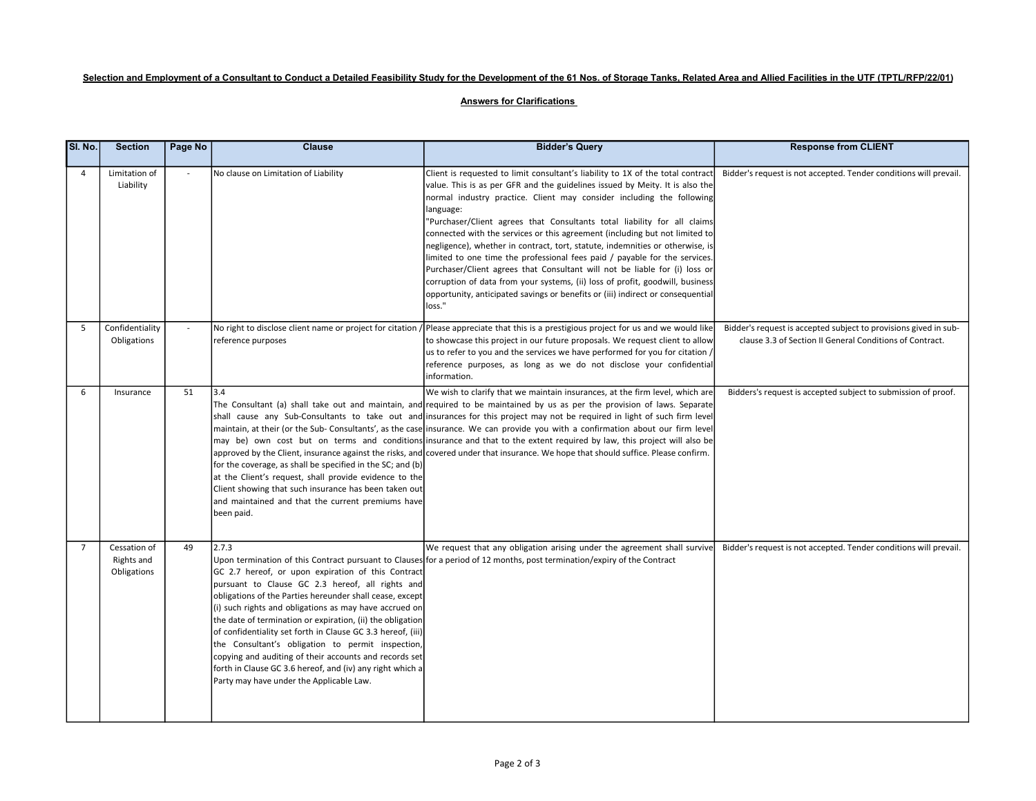**Selection and Employment of a Consultant to Conduct a Detailed Feasibility Study for the Development of the 61 Nos. of Storage Tanks, Related Area and Allied Facilities in the UTF (TPTL/RFP/22/01)**

**Answers for Clarifications**

| Sl. No. | Section | Page No | Clause | Bidder's Query | Response from CLIENT |
|---|---|---|---|---|---|
| 4 | Limitation of Liability | - | No clause on Limitation of Liability | Client is requested to limit consultant's liability to 1X of the total contract value. This is as per GFR and the guidelines issued by Meity. It is also the normal industry practice. Client may consider including the following language: "Purchaser/Client agrees that Consultants total liability for all claims connected with the services or this agreement (including but not limited to negligence), whether in contract, tort, statute, indemnities or otherwise, is limited to one time the professional fees paid / payable for the services. Purchaser/Client agrees that Consultant will not be liable for (i) loss or corruption of data from your systems, (ii) loss of profit, goodwill, business opportunity, anticipated savings or benefits or (iii) indirect or consequential loss." | Bidder's request is not accepted. Tender conditions will prevail. |
| 5 | Confidentiality Obligations | - | No right to disclose client name or project for citation / reference purposes | Please appreciate that this is a prestigious project for us and we would like to showcase this project in our future proposals. We request client to allow us to refer to you and the services we have performed for you for citation / reference purposes, as long as we do not disclose your confidential information. | Bidder's request is accepted subject to provisions gived in sub-clause 3.3 of Section II General Conditions of Contract. |
| 6 | Insurance | 51 | 3.4 The Consultant (a) shall take out and maintain, and shall cause any Sub-Consultants to take out and maintain, at their (or the Sub- Consultants', as the case may be) own cost but on terms and conditions approved by the Client, insurance against the risks, and for the coverage, as shall be specified in the SC; and (b) at the Client's request, shall provide evidence to the Client showing that such insurance has been taken out and maintained and that the current premiums have been paid. | We wish to clarify that we maintain insurances, at the firm level, which are required to be maintained by us as per the provision of laws. Separate insurances for this project may not be required in light of such firm level insurance. We can provide you with a confirmation about our firm level insurance and that to the extent required by law, this project will also be covered under that insurance. We hope that should suffice. Please confirm. | Bidders's request is accepted subject to submission of proof. |
| 7 | Cessation of Rights and Obligations | 49 | 2.7.3 Upon termination of this Contract pursuant to Clauses GC 2.7 hereof, or upon expiration of this Contract pursuant to Clause GC 2.3 hereof, all rights and obligations of the Parties hereunder shall cease, except (i) such rights and obligations as may have accrued on the date of termination or expiration, (ii) the obligation of confidentiality set forth in Clause GC 3.3 hereof, (iii) the Consultant's obligation to permit inspection, copying and auditing of their accounts and records set forth in Clause GC 3.6 hereof, and (iv) any right which a Party may have under the Applicable Law. | We request that any obligation arising under the agreement shall survive for a period of 12 months, post termination/expiry of the Contract | Bidder's request is not accepted. Tender conditions will prevail. |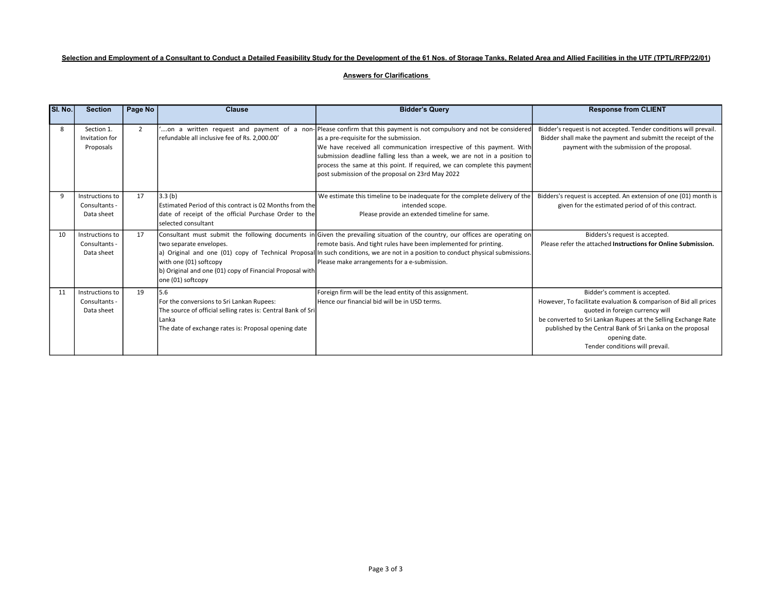**Selection and Employment of a Consultant to Conduct a Detailed Feasibility Study for the Development of the 61 Nos. of Storage Tanks, Related Area and Allied Facilities in the UTF (TPTL/RFP/22/01)**

**Answers for Clarifications**

| Sl. No. | Section | Page No | Clause | Bidder's Query | Response from CLIENT |
|---|---|---|---|---|---|
| 8 | Section 1. Invitation for Proposals | 2 | '….on a written request and payment of a non-refundable all inclusive fee of Rs. 2,000.00' | Please confirm that this payment is not compulsory and not be considered as a pre-requisite for the submission.<br>We have received all communication irrespective of this payment. With submission deadline falling less than a week, we are not in a position to process the same at this point. If required, we can complete this payment post submission of the proposal on 23rd May 2022 | Bidder's request is not accepted. Tender conditions will prevail. Bidder shall make the payment and submitt the receipt of the payment with the submission of the proposal. |
| 9 | Instructions to Consultants - Data sheet | 17 | 3.3 (b)<br>Estimated Period of this contract is 02 Months from the date of receipt of the official Purchase Order to the selected consultant | We estimate this timeline to be inadequate for the complete delivery of the intended scope.<br>Please provide an extended timeline for same. | Bidders's request is accepted. An extension of one (01) month is given for the estimated period of of this contract. |
| 10 | Instructions to Consultants - Data sheet | 17 | Consultant must submit the following documents in two separate envelopes.<br>a) Original and one (01) copy of Technical Proposal with one (01) softcopy<br>b) Original and one (01) copy of Financial Proposal with one (01) softcopy | Given the prevailing situation of the country, our offices are operating on remote basis. And tight rules have been implemented for printing.<br>In such conditions, we are not in a position to conduct physical submissions.<br>Please make arrangements for a e-submission. | Bidders's request is accepted.<br>Please refer the attached **Instructions for Online Submission.** |
| 11 | Instructions to Consultants - Data sheet | 19 | 5.6<br>For the conversions to Sri Lankan Rupees:<br>The source of official selling rates is: Central Bank of Sri Lanka<br>The date of exchange rates is: Proposal opening date | Foreign firm will be the lead entity of this assignment.<br>Hence our financial bid will be in USD terms. | Bidder's comment is accepted.<br>However, To facilitate evaluation & comparison of Bid all prices quoted in foreign currency will be converted to Sri Lankan Rupees at the Selling Exchange Rate published by the Central Bank of Sri Lanka on the proposal opening date.<br>Tender conditions will prevail. |